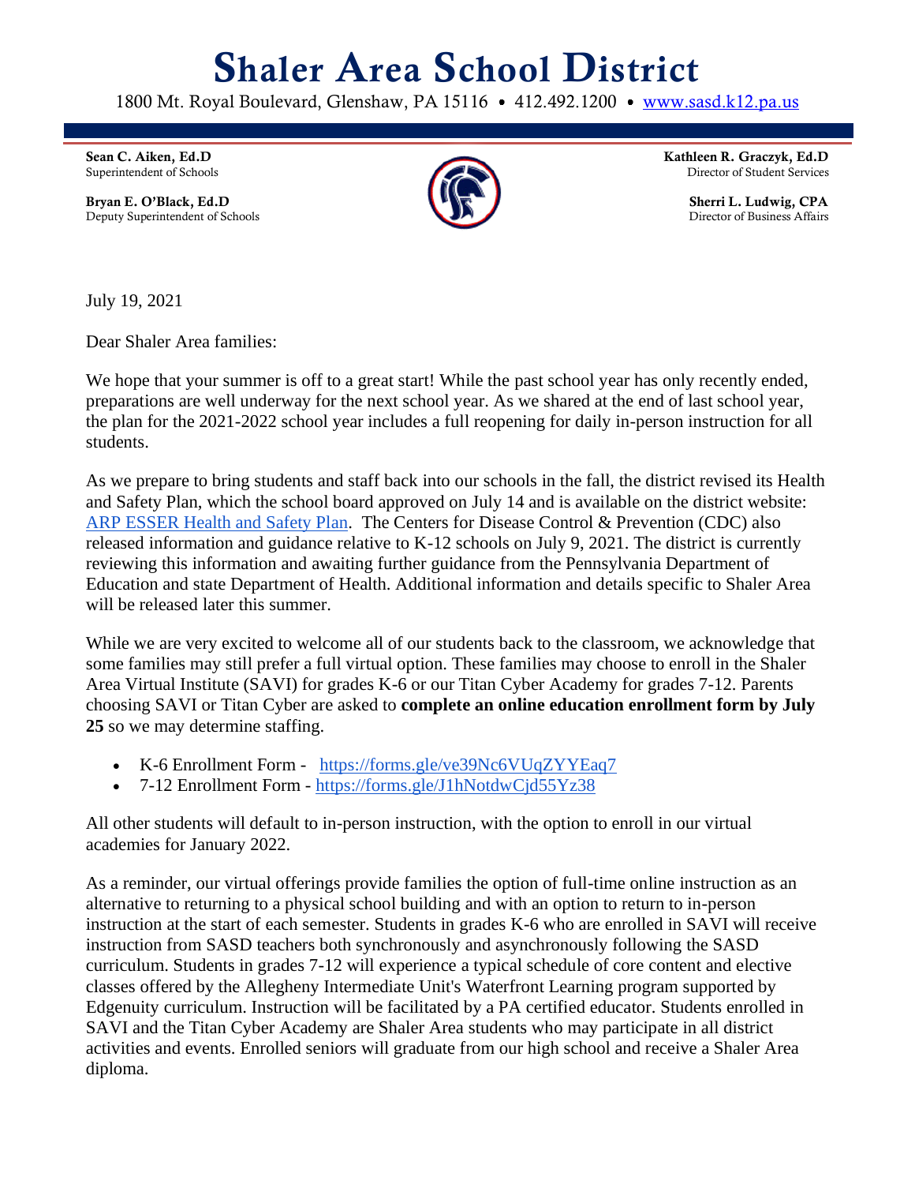# Shaler Area School District

1800 Mt. Royal Boulevard, Glenshaw, PA 15116 • 412.492.1200 • [www.sasd.k12.pa.us](http://www.sasd.k12.pa.us)

**Sean C. Aiken, Ed.D**
Superintendent of Schools

**Bryan E. O'Black, Ed.D**
Deputy Superintendent of Schools

**Kathleen R. Graczyk, Ed.D**
Director of Student Services

**Sherri L. Ludwig, CPA**
Director of Business Affairs

July 19, 2021

Dear Shaler Area families:

We hope that your summer is off to a great start! While the past school year has only recently ended, preparations are well underway for the next school year. As we shared at the end of last school year, the plan for the 2021-2022 school year includes a full reopening for daily in-person instruction for all students.

As we prepare to bring students and staff back into our schools in the fall, the district revised its Health and Safety Plan, which the school board approved on July 14 and is available on the district website: [ARP ESSER Health and Safety Plan](). The Centers for Disease Control & Prevention (CDC) also released information and guidance relative to K-12 schools on July 9, 2021. The district is currently reviewing this information and awaiting further guidance from the Pennsylvania Department of Education and state Department of Health. Additional information and details specific to Shaler Area will be released later this summer.

While we are very excited to welcome all of our students back to the classroom, we acknowledge that some families may still prefer a full virtual option. These families may choose to enroll in the Shaler Area Virtual Institute (SAVI) for grades K-6 or our Titan Cyber Academy for grades 7-12. Parents choosing SAVI or Titan Cyber are asked to **complete an online education enrollment form by July 25** so we may determine staffing.

- K-6 Enrollment Form - https://forms.gle/ve39Nc6VUqZYYEaq7
- 7-12 Enrollment Form - https://forms.gle/J1hNotdwCjd55Yz38

All other students will default to in-person instruction, with the option to enroll in our virtual academies for January 2022.

As a reminder, our virtual offerings provide families the option of full-time online instruction as an alternative to returning to a physical school building and with an option to return to in-person instruction at the start of each semester. Students in grades K-6 who are enrolled in SAVI will receive instruction from SASD teachers both synchronously and asynchronously following the SASD curriculum. Students in grades 7-12 will experience a typical schedule of core content and elective classes offered by the Allegheny Intermediate Unit's Waterfront Learning program supported by Edgenuity curriculum. Instruction will be facilitated by a PA certified educator. Students enrolled in SAVI and the Titan Cyber Academy are Shaler Area students who may participate in all district activities and events. Enrolled seniors will graduate from our high school and receive a Shaler Area diploma.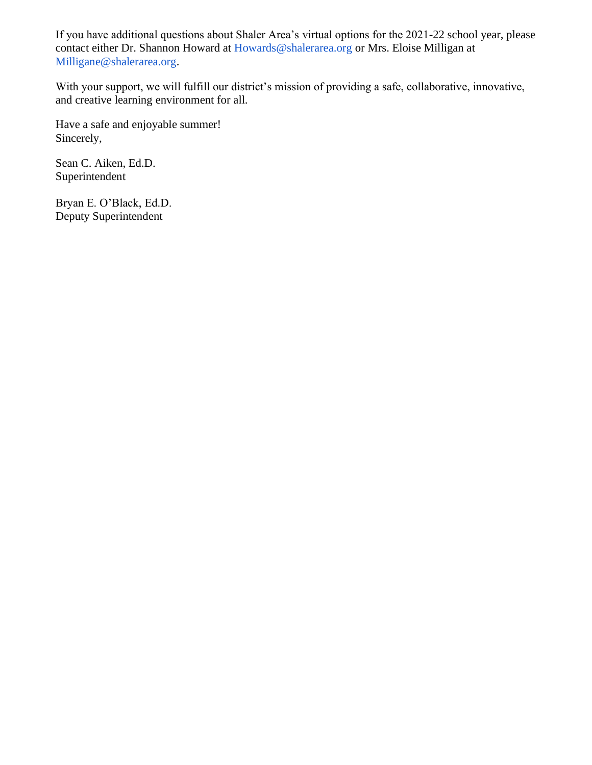If you have additional questions about Shaler Area's virtual options for the 2021-22 school year, please contact either Dr. Shannon Howard at Howards@shalerarea.org or Mrs. Eloise Milligan at Milligane@shalerarea.org.

With your support, we will fulfill our district's mission of providing a safe, collaborative, innovative, and creative learning environment for all.

Have a safe and enjoyable summer!
Sincerely,

Sean C. Aiken, Ed.D.
Superintendent

Bryan E. O'Black, Ed.D.
Deputy Superintendent